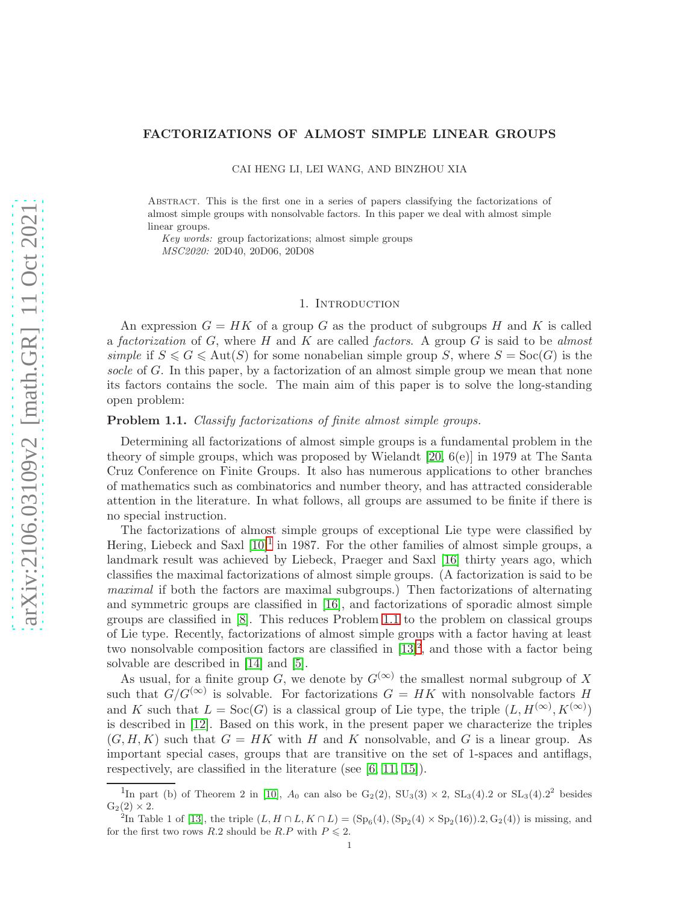# FACTORIZATIONS OF ALMOST SIMPLE LINEAR GROUPS

CAI HENG LI, LEI WANG, AND BINZHOU XIA

Abstract. This is the first one in a series of papers classifying the factorizations of almost simple groups with nonsolvable factors. In this paper we deal with almost simple linear groups.

*Key words:* group factorizations; almost simple groups

*MSC2020:* 20D40, 20D06, 20D08

## 1. Introduction

An expression $G = HK$ of a group $G$ as the product of subgroups $H$ and $K$ is called a *factorization* of $G$, where $H$ and $K$ are called *factors*. A group $G$ is said to be *almost simple* if $S \leqslant G \leqslant \mathrm{Aut}(S)$ for some nonabelian simple group $S$, where $S = \mathrm{Soc}(G)$ is the *socle* of $G$. In this paper, by a factorization of an almost simple group we mean that none its factors contains the socle. The main aim of this paper is to solve the long-standing open problem:

**Problem 1.1.** *Classify factorizations of finite almost simple groups.*

Determining all factorizations of almost simple groups is a fundamental problem in the theory of simple groups, which was proposed by Wielandt [20, 6(e)] in 1979 at The Santa Cruz Conference on Finite Groups. It also has numerous applications to other branches of mathematics such as combinatorics and number theory, and has attracted considerable attention in the literature. In what follows, all groups are assumed to be finite if there is no special instruction.

The factorizations of almost simple groups of exceptional Lie type were classified by Hering, Liebeck and Saxl [10][1] in 1987. For the other families of almost simple groups, a landmark result was achieved by Liebeck, Praeger and Saxl [16] thirty years ago, which classifies the maximal factorizations of almost simple groups. (A factorization is said to be *maximal* if both the factors are maximal subgroups.) Then factorizations of alternating and symmetric groups are classified in [16], and factorizations of sporadic almost simple groups are classified in [8]. This reduces Problem 1.1 to the problem on classical groups of Lie type. Recently, factorizations of almost simple groups with a factor having at least two nonsolvable composition factors are classified in [13][2], and those with a factor being solvable are described in [14] and [5].

As usual, for a finite group $G$, we denote by $G^{(\infty)}$ the smallest normal subgroup of $X$ such that $G/G^{(\infty)}$ is solvable. For factorizations $G = HK$ with nonsolvable factors $H$ and $K$ such that $L = \mathrm{Soc}(G)$ is a classical group of Lie type, the triple $(L, H^{(\infty)}, K^{(\infty)})$ is described in [12]. Based on this work, in the present paper we characterize the triples $(G, H, K)$ such that $G = HK$ with $H$ and $K$ nonsolvable, and $G$ is a linear group. As important special cases, groups that are transitive on the set of 1-spaces and antiflags, respectively, are classified in the literature (see [6, 11, 15]).

---

[1] In part (b) of Theorem 2 in [10], $A_0$ can also be $\mathrm{G}_2(2)$, $\mathrm{SU}_3(3) \times 2$, $\mathrm{SL}_3(4).2$ or $\mathrm{SL}_3(4).2^2$ besides $\mathrm{G}_2(2) \times 2$.

[2] In Table 1 of [13], the triple $(L, H \cap L, K \cap L) = (\mathrm{Sp}_6(4), (\mathrm{Sp}_2(4) \times \mathrm{Sp}_2(16)).2, \mathrm{G}_2(4))$ is missing, and for the first two rows $R.2$ should be $R.P$ with $P \leqslant 2$.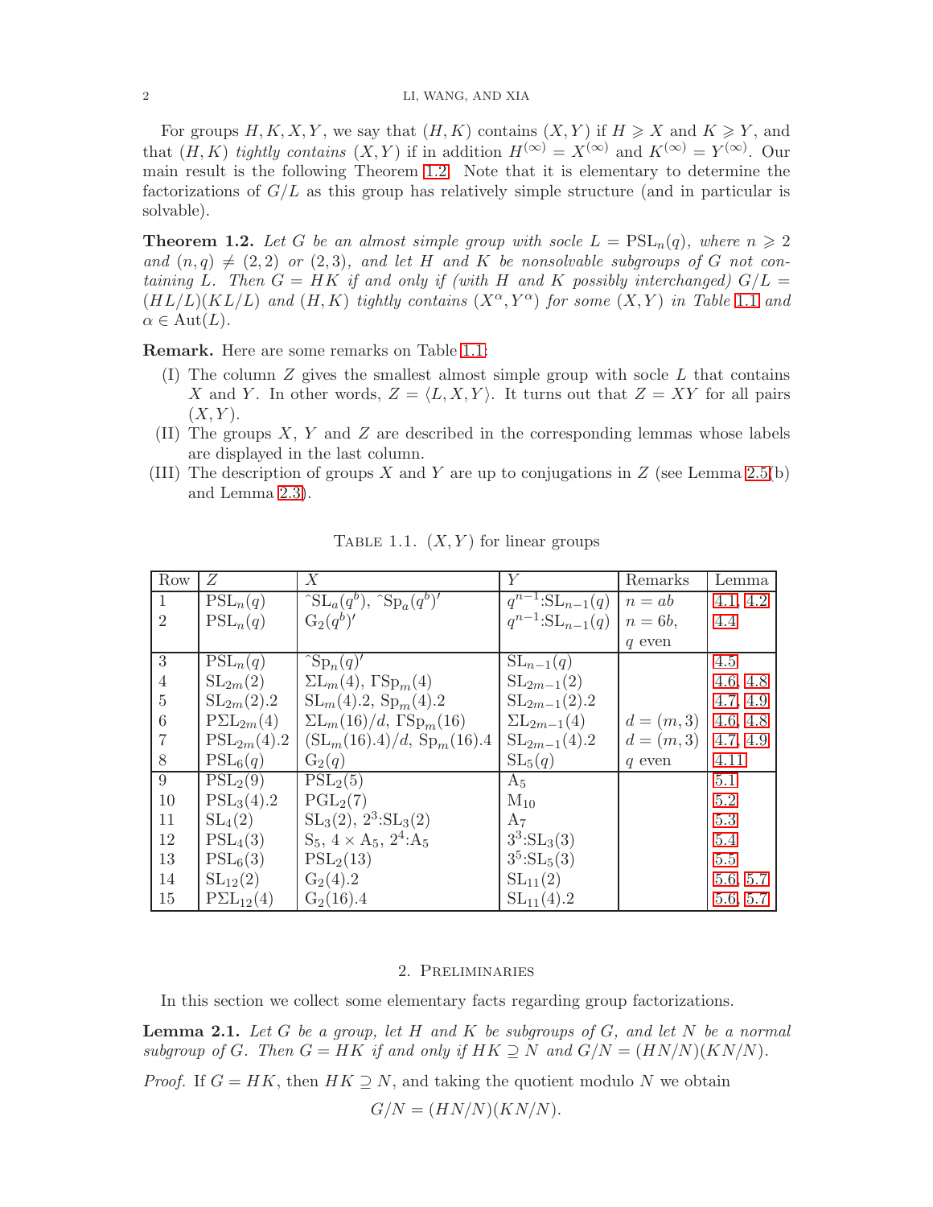For groups $H, K, X, Y$, we say that $(H, K)$ contains $(X, Y)$ if $H \geqslant X$ and $K \geqslant Y$, and that $(H, K)$ *tightly contains* $(X, Y)$ if in addition $H^{(\infty)} = X^{(\infty)}$ and $K^{(\infty)} = Y^{(\infty)}$. Our main result is the following Theorem 1.2. Note that it is elementary to determine the factorizations of $G/L$ as this group has relatively simple structure (and in particular is solvable).

**Theorem 1.2.** *Let $G$ be an almost simple group with socle $L = \mathrm{PSL}_n(q)$, where $n \geqslant 2$ and $(n, q) \neq (2, 2)$ or $(2, 3)$, and let $H$ and $K$ be nonsolvable subgroups of $G$ not containing $L$. Then $G = HK$ if and only if (with $H$ and $K$ possibly interchanged) $G/L = (HL/L)(KL/L)$ and $(H, K)$ tightly contains $(X^\alpha, Y^\alpha)$ for some $(X, Y)$ in Table 1.1 and $\alpha \in \mathrm{Aut}(L)$.*

**Remark.** Here are some remarks on Table 1.1:

- (I) The column $Z$ gives the smallest almost simple group with socle $L$ that contains $X$ and $Y$. In other words, $Z = \langle L, X, Y\rangle$. It turns out that $Z = XY$ for all pairs $(X, Y)$.
- (II) The groups $X$, $Y$ and $Z$ are described in the corresponding lemmas whose labels are displayed in the last column.
- (III) The description of groups $X$ and $Y$ are up to conjugations in $Z$ (see Lemma 2.5(b) and Lemma 2.3).

Table 1.1. $(X, Y)$ for linear groups

| Row | $Z$ | $X$ | $Y$ | Remarks | Lemma |
|---|---|---|---|---|---|
| 1 | $\mathrm{PSL}_n(q)$ | $\hat{}\mathrm{SL}_a(q^b)$, $\hat{}\mathrm{Sp}_a(q^b)'$ | $q^{n-1}{:}\mathrm{SL}_{n-1}(q)$ | $n = ab$ | 4.1, 4.2 |
| 2 | $\mathrm{PSL}_n(q)$ | $\mathrm{G}_2(q^b)'$ | $q^{n-1}{:}\mathrm{SL}_{n-1}(q)$ | $n = 6b$, $q$ even | 4.4 |
| 3 | $\mathrm{PSL}_n(q)$ | $\hat{}\mathrm{Sp}_n(q)'$ | $\mathrm{SL}_{n-1}(q)$ | | 4.5 |
| 4 | $\mathrm{SL}_{2m}(2)$ | $\Sigma\mathrm{L}_m(4)$, $\Gamma\mathrm{Sp}_m(4)$ | $\mathrm{SL}_{2m-1}(2)$ | | 4.6, 4.8 |
| 5 | $\mathrm{SL}_{2m}(2).2$ | $\mathrm{SL}_m(4).2$, $\mathrm{Sp}_m(4).2$ | $\mathrm{SL}_{2m-1}(2).2$ | | 4.7, 4.9 |
| 6 | $\mathrm{P\Sigma L}_{2m}(4)$ | $\Sigma\mathrm{L}_m(16)/d$, $\Gamma\mathrm{Sp}_m(16)$ | $\Sigma\mathrm{L}_{2m-1}(4)$ | $d = (m, 3)$ | 4.6, 4.8 |
| 7 | $\mathrm{PSL}_{2m}(4).2$ | $(\mathrm{SL}_m(16).4)/d$, $\mathrm{Sp}_m(16).4$ | $\mathrm{SL}_{2m-1}(4).2$ | $d = (m, 3)$ | 4.7, 4.9 |
| 8 | $\mathrm{PSL}_6(q)$ | $\mathrm{G}_2(q)$ | $\mathrm{SL}_5(q)$ | $q$ even | 4.11 |
| 9 | $\mathrm{PSL}_2(9)$ | $\mathrm{PSL}_2(5)$ | $\mathrm{A}_5$ | | 5.1 |
| 10 | $\mathrm{PSL}_3(4).2$ | $\mathrm{PGL}_2(7)$ | $\mathrm{M}_{10}$ | | 5.2 |
| 11 | $\mathrm{SL}_4(2)$ | $\mathrm{SL}_3(2)$, $2^3{:}\mathrm{SL}_3(2)$ | $\mathrm{A}_7$ | | 5.3 |
| 12 | $\mathrm{PSL}_4(3)$ | $\mathrm{S}_5$, $4 \times \mathrm{A}_5$, $2^4{:}\mathrm{A}_5$ | $3^3{:}\mathrm{SL}_3(3)$ | | 5.4 |
| 13 | $\mathrm{PSL}_6(3)$ | $\mathrm{PSL}_2(13)$ | $3^5{:}\mathrm{SL}_5(3)$ | | 5.5 |
| 14 | $\mathrm{SL}_{12}(2)$ | $\mathrm{G}_2(4).2$ | $\mathrm{SL}_{11}(2)$ | | 5.6, 5.7 |
| 15 | $\mathrm{P\Sigma L}_{12}(4)$ | $\mathrm{G}_2(16).4$ | $\mathrm{SL}_{11}(4).2$ | | 5.6, 5.7 |

## 2. Preliminaries

In this section we collect some elementary facts regarding group factorizations.

**Lemma 2.1.** *Let $G$ be a group, let $H$ and $K$ be subgroups of $G$, and let $N$ be a normal subgroup of $G$. Then $G = HK$ if and only if $HK \supseteq N$ and $G/N = (HN/N)(KN/N)$.*

*Proof.* If $G = HK$, then $HK \supseteq N$, and taking the quotient modulo $N$ we obtain

$$G/N = (HN/N)(KN/N).$$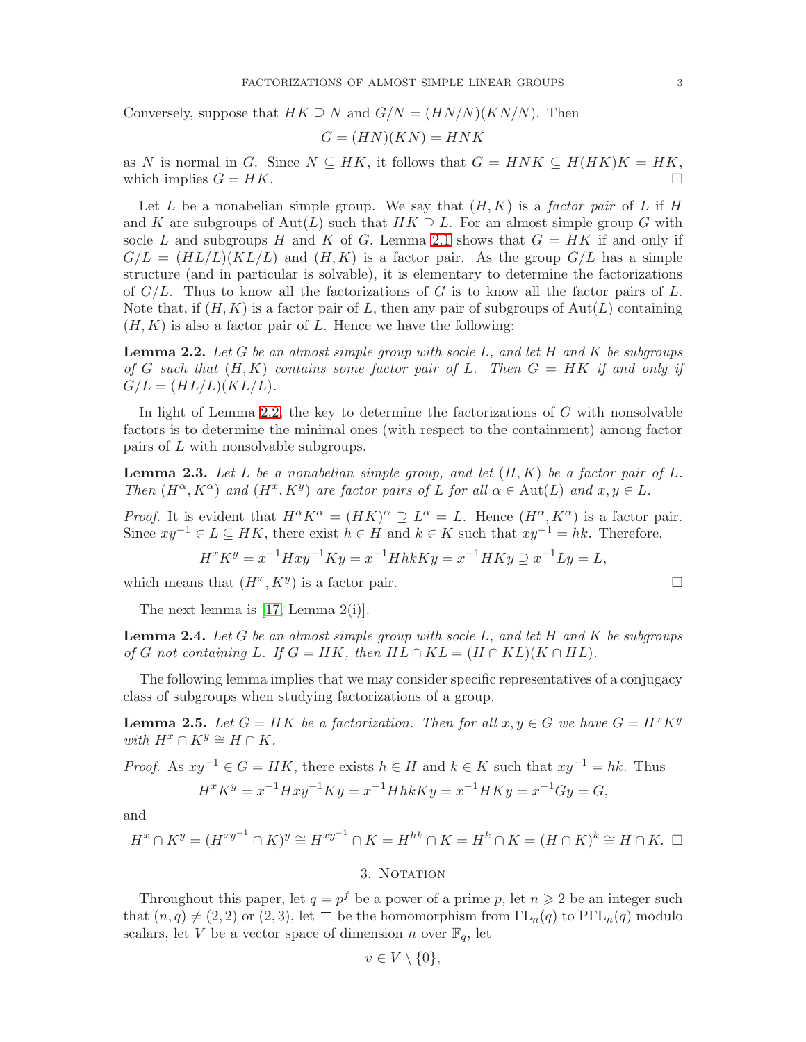Conversely, suppose that $HK \supseteq N$ and $G/N = (HN/N)(KN/N)$. Then

$$G = (HN)(KN) = HNK$$

as $N$ is normal in $G$. Since $N \subseteq HK$, it follows that $G = HNK \subseteq H(HK)K = HK$, which implies $G = HK$. $\square$

Let $L$ be a nonabelian simple group. We say that $(H, K)$ is a *factor pair* of $L$ if $H$ and $K$ are subgroups of $\mathrm{Aut}(L)$ such that $HK \supseteq L$. For an almost simple group $G$ with socle $L$ and subgroups $H$ and $K$ of $G$, Lemma 2.1 shows that $G = HK$ if and only if $G/L = (HL/L)(KL/L)$ and $(H, K)$ is a factor pair. As the group $G/L$ has a simple structure (and in particular is solvable), it is elementary to determine the factorizations of $G/L$. Thus to know all the factorizations of $G$ is to know all the factor pairs of $L$. Note that, if $(H, K)$ is a factor pair of $L$, then any pair of subgroups of $\mathrm{Aut}(L)$ containing $(H, K)$ is also a factor pair of $L$. Hence we have the following:

**Lemma 2.2.** *Let $G$ be an almost simple group with socle $L$, and let $H$ and $K$ be subgroups of $G$ such that $(H, K)$ contains some factor pair of $L$. Then $G = HK$ if and only if $G/L = (HL/L)(KL/L)$.*

In light of Lemma 2.2, the key to determine the factorizations of $G$ with nonsolvable factors is to determine the minimal ones (with respect to the containment) among factor pairs of $L$ with nonsolvable subgroups.

**Lemma 2.3.** *Let $L$ be a nonabelian simple group, and let $(H, K)$ be a factor pair of $L$. Then $(H^\alpha, K^\alpha)$ and $(H^x, K^y)$ are factor pairs of $L$ for all $\alpha \in \mathrm{Aut}(L)$ and $x, y \in L$.*

*Proof.* It is evident that $H^\alpha K^\alpha = (HK)^\alpha \supseteq L^\alpha = L$. Hence $(H^\alpha, K^\alpha)$ is a factor pair. Since $xy^{-1} \in L \subseteq HK$, there exist $h \in H$ and $k \in K$ such that $xy^{-1} = hk$. Therefore,

$$H^x K^y = x^{-1}Hxy^{-1}Ky = x^{-1}HhkKy = x^{-1}HKy \supseteq x^{-1}Ly = L,$$

which means that $(H^x, K^y)$ is a factor pair. $\square$

The next lemma is [17, Lemma 2(i)].

**Lemma 2.4.** *Let $G$ be an almost simple group with socle $L$, and let $H$ and $K$ be subgroups of $G$ not containing $L$. If $G = HK$, then $HL \cap KL = (H \cap KL)(K \cap HL)$.*

The following lemma implies that we may consider specific representatives of a conjugacy class of subgroups when studying factorizations of a group.

**Lemma 2.5.** *Let $G = HK$ be a factorization. Then for all $x, y \in G$ we have $G = H^x K^y$ with $H^x \cap K^y \cong H \cap K$.*

*Proof.* As $xy^{-1} \in G = HK$, there exists $h \in H$ and $k \in K$ such that $xy^{-1} = hk$. Thus

$$H^x K^y = x^{-1}Hxy^{-1}Ky = x^{-1}HhkKy = x^{-1}HKy = x^{-1}Gy = G,$$

and

$$H^x \cap K^y = (H^{xy^{-1}} \cap K)^y \cong H^{xy^{-1}} \cap K = H^{hk} \cap K = H^k \cap K = (H \cap K)^k \cong H \cap K. \ \square$$

## 3. Notation

Throughout this paper, let $q = p^f$ be a power of a prime $p$, let $n \geqslant 2$ be an integer such that $(n, q) \neq (2, 2)$ or $(2, 3)$, let $\overline{\phantom{x}}$ be the homomorphism from $\Gamma\mathrm{L}_n(q)$ to $\mathrm{P}\Gamma\mathrm{L}_n(q)$ modulo scalars, let $V$ be a vector space of dimension $n$ over $\mathbb{F}_q$, let

$$v \in V \setminus \{0\},$$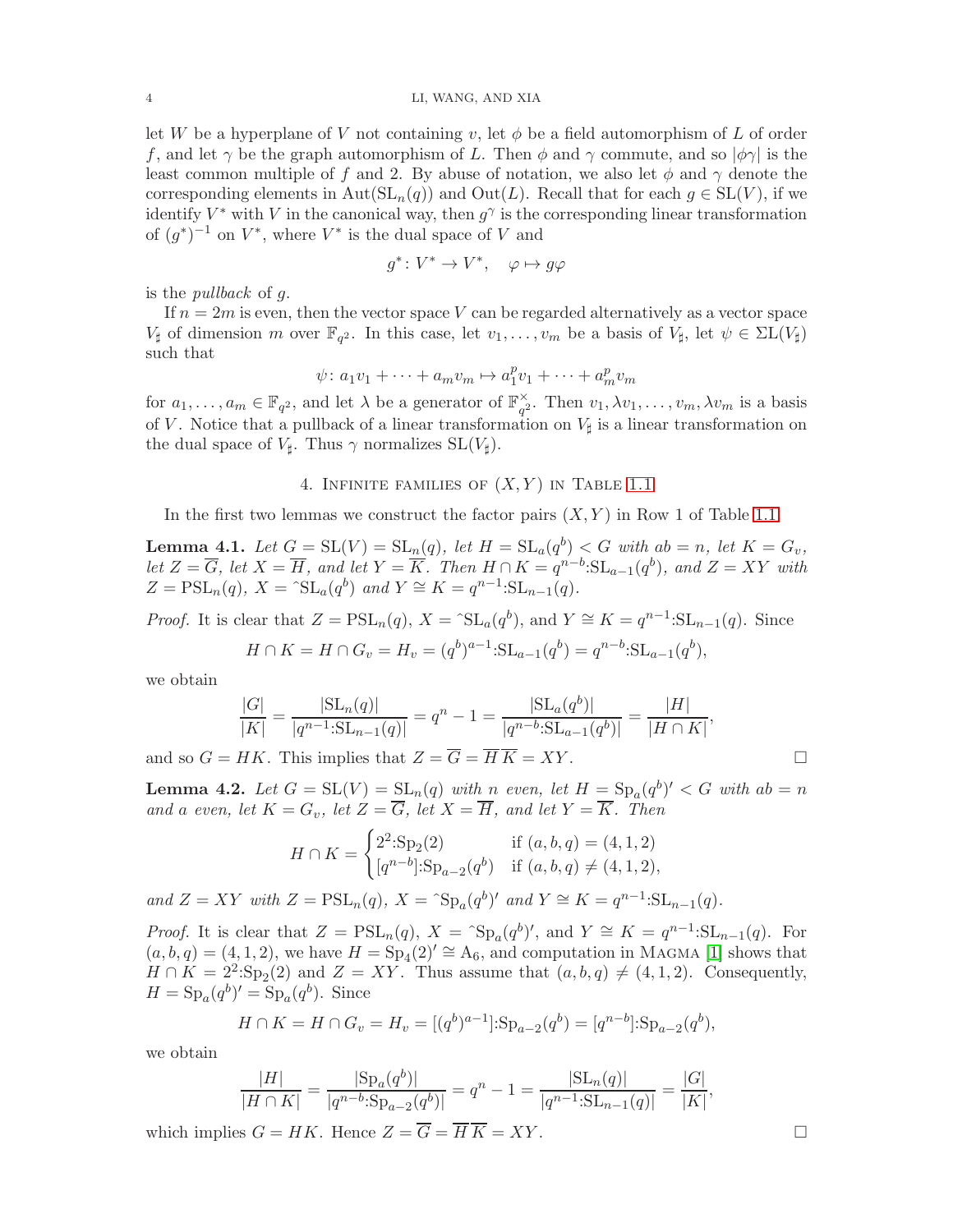let $W$ be a hyperplane of $V$ not containing $v$, let $\phi$ be a field automorphism of $L$ of order $f$, and let $\gamma$ be the graph automorphism of $L$. Then $\phi$ and $\gamma$ commute, and so $|\phi\gamma|$ is the least common multiple of $f$ and 2. By abuse of notation, we also let $\phi$ and $\gamma$ denote the corresponding elements in $\mathrm{Aut}(\mathrm{SL}_n(q))$ and $\mathrm{Out}(L)$. Recall that for each $g \in \mathrm{SL}(V)$, if we identify $V^*$ with $V$ in the canonical way, then $g^\gamma$ is the corresponding linear transformation of $(g^*)^{-1}$ on $V^*$, where $V^*$ is the dual space of $V$ and

$$g^*\colon V^* \to V^*, \quad \varphi \mapsto g\varphi$$

is the *pullback* of $g$.

If $n = 2m$ is even, then the vector space $V$ can be regarded alternatively as a vector space $V_\sharp$ of dimension $m$ over $\mathbb{F}_{q^2}$. In this case, let $v_1, \dots, v_m$ be a basis of $V_\sharp$, let $\psi \in \Sigma\mathrm{L}(V_\sharp)$ such that

$$\psi\colon a_1v_1 + \cdots + a_mv_m \mapsto a_1^pv_1 + \cdots + a_m^pv_m$$

for $a_1, \dots, a_m \in \mathbb{F}_{q^2}$, and let $\lambda$ be a generator of $\mathbb{F}_{q^2}^\times$. Then $v_1, \lambda v_1, \dots, v_m, \lambda v_m$ is a basis of $V$. Notice that a pullback of a linear transformation on $V_\sharp$ is a linear transformation on the dual space of $V_\sharp$. Thus $\gamma$ normalizes $\mathrm{SL}(V_\sharp)$.

## 4. Infinite families of $(X, Y)$ in Table 1.1

In the first two lemmas we construct the factor pairs $(X, Y)$ in Row 1 of Table 1.1.

**Lemma 4.1.** *Let $G = \mathrm{SL}(V) = \mathrm{SL}_n(q)$, let $H = \mathrm{SL}_a(q^b) < G$ with $ab = n$, let $K = G_v$, let $Z = \overline{G}$, let $X = \overline{H}$, and let $Y = \overline{K}$. Then $H \cap K = q^{n-b}{:}\mathrm{SL}_{a-1}(q^b)$, and $Z = XY$ with $Z = \mathrm{PSL}_n(q)$, $X = \hat{\ }\mathrm{SL}_a(q^b)$ and $Y \cong K = q^{n-1}{:}\mathrm{SL}_{n-1}(q)$.*

*Proof.* It is clear that $Z = \mathrm{PSL}_n(q)$, $X = \hat{\ }\mathrm{SL}_a(q^b)$, and $Y \cong K = q^{n-1}{:}\mathrm{SL}_{n-1}(q)$. Since

$$H \cap K = H \cap G_v = H_v = (q^b)^{a-1}{:}\mathrm{SL}_{a-1}(q^b) = q^{n-b}{:}\mathrm{SL}_{a-1}(q^b),$$

we obtain

$$\frac{|G|}{|K|} = \frac{|\mathrm{SL}_n(q)|}{|q^{n-1}{:}\mathrm{SL}_{n-1}(q)|} = q^n - 1 = \frac{|\mathrm{SL}_a(q^b)|}{|q^{n-b}{:}\mathrm{SL}_{a-1}(q^b)|} = \frac{|H|}{|H \cap K|},$$

and so $G = HK$. This implies that $Z = \overline{G} = \overline{H}\,\overline{K} = XY$. $\square$

**Lemma 4.2.** *Let $G = \mathrm{SL}(V) = \mathrm{SL}_n(q)$ with $n$ even, let $H = \mathrm{Sp}_a(q^b)' < G$ with $ab = n$ and $a$ even, let $K = G_v$, let $Z = \overline{G}$, let $X = \overline{H}$, and let $Y = \overline{K}$. Then*

$$H \cap K = \begin{cases} 2^2{:}\mathrm{Sp}_2(2) & \text{if } (a, b, q) = (4, 1, 2) \\ [q^{n-b}]{:}\mathrm{Sp}_{a-2}(q^b) & \text{if } (a, b, q) \neq (4, 1, 2), \end{cases}$$

*and $Z = XY$ with $Z = \mathrm{PSL}_n(q)$, $X = \hat{\ }\mathrm{Sp}_a(q^b)'$ and $Y \cong K = q^{n-1}{:}\mathrm{SL}_{n-1}(q)$.*

*Proof.* It is clear that $Z = \mathrm{PSL}_n(q)$, $X = \hat{\ }\mathrm{Sp}_a(q^b)'$, and $Y \cong K = q^{n-1}{:}\mathrm{SL}_{n-1}(q)$. For $(a, b, q) = (4, 1, 2)$, we have $H = \mathrm{Sp}_4(2)' \cong \mathrm{A}_6$, and computation in Magma [1] shows that $H \cap K = 2^2{:}\mathrm{Sp}_2(2)$ and $Z = XY$. Thus assume that $(a, b, q) \neq (4, 1, 2)$. Consequently, $H = \mathrm{Sp}_a(q^b)' = \mathrm{Sp}_a(q^b)$. Since

$$H \cap K = H \cap G_v = H_v = [(q^b)^{a-1}]{:}\mathrm{Sp}_{a-2}(q^b) = [q^{n-b}]{:}\mathrm{Sp}_{a-2}(q^b),$$

we obtain

$$\frac{|H|}{|H \cap K|} = \frac{|\mathrm{Sp}_a(q^b)|}{|q^{n-b}{:}\mathrm{Sp}_{a-2}(q^b)|} = q^n - 1 = \frac{|\mathrm{SL}_n(q)|}{|q^{n-1}{:}\mathrm{SL}_{n-1}(q)|} = \frac{|G|}{|K|},$$

which implies $G = HK$. Hence $Z = \overline{G} = \overline{H}\,\overline{K} = XY$. $\square$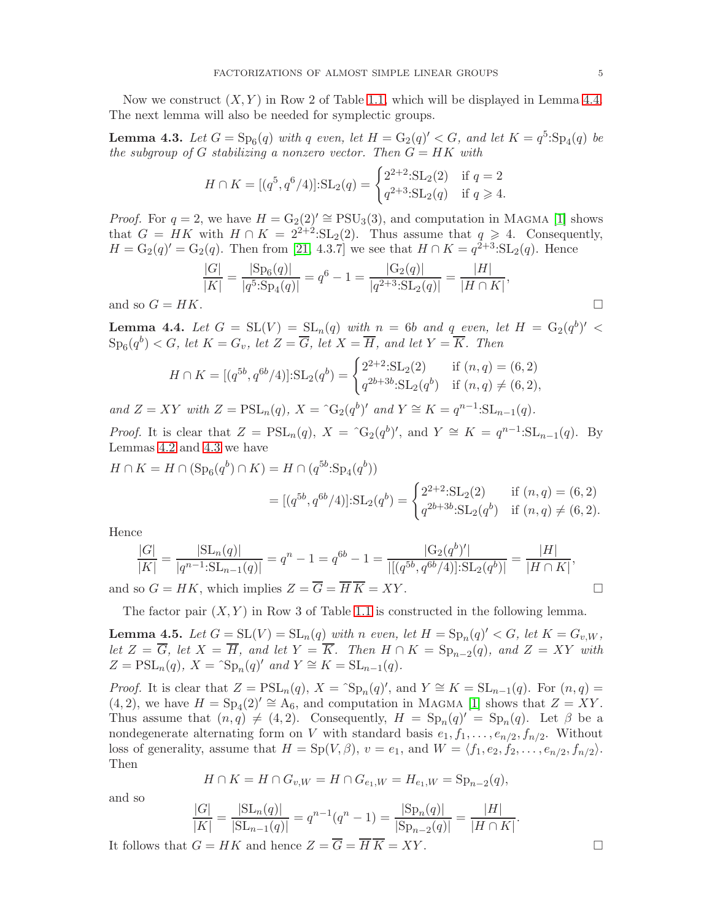Now we construct $(X, Y)$ in Row 2 of Table 1.1, which will be displayed in Lemma 4.4. The next lemma will also be needed for symplectic groups.

**Lemma 4.3.** *Let $G = \mathrm{Sp}_6(q)$ with $q$ even, let $H = \mathrm{G}_2(q)' < G$, and let $K = q^5{:}\mathrm{Sp}_4(q)$ be the subgroup of $G$ stabilizing a nonzero vector. Then $G = HK$ with*

$$H \cap K = [(q^5, q^6/4)]{:}\mathrm{SL}_2(q) = \begin{cases} 2^{2+2}{:}\mathrm{SL}_2(2) & \text{if } q = 2 \\ q^{2+3}{:}\mathrm{SL}_2(q) & \text{if } q \geqslant 4. \end{cases}$$

*Proof.* For $q = 2$, we have $H = \mathrm{G}_2(2)' \cong \mathrm{PSU}_3(3)$, and computation in Magma [1] shows that $G = HK$ with $H \cap K = 2^{2+2}{:}\mathrm{SL}_2(2)$. Thus assume that $q \geqslant 4$. Consequently, $H = \mathrm{G}_2(q)' = \mathrm{G}_2(q)$. Then from [21, 4.3.7] we see that $H \cap K = q^{2+3}{:}\mathrm{SL}_2(q)$. Hence

$$\frac{|G|}{|K|} = \frac{|\mathrm{Sp}_6(q)|}{|q^5{:}\mathrm{Sp}_4(q)|} = q^6 - 1 = \frac{|\mathrm{G}_2(q)|}{|q^{2+3}{:}\mathrm{SL}_2(q)|} = \frac{|H|}{|H \cap K|},$$

and so $G = HK$. $\square$

**Lemma 4.4.** *Let $G = \mathrm{SL}(V) = \mathrm{SL}_n(q)$ with $n = 6b$ and $q$ even, let $H = \mathrm{G}_2(q^b)' < \mathrm{Sp}_6(q^b) < G$, let $K = G_v$, let $Z = \overline{G}$, let $X = \overline{H}$, and let $Y = \overline{K}$. Then*

$$H \cap K = [(q^{5b}, q^{6b}/4)]{:}\mathrm{SL}_2(q^b) = \begin{cases} 2^{2+2}{:}\mathrm{SL}_2(2) & \text{if } (n, q) = (6, 2) \\ q^{2b+3b}{:}\mathrm{SL}_2(q^b) & \text{if } (n, q) \neq (6, 2), \end{cases}$$

*and $Z = XY$ with $Z = \mathrm{PSL}_n(q)$, $X = \hat{\ }\mathrm{G}_2(q^b)'$ and $Y \cong K = q^{n-1}{:}\mathrm{SL}_{n-1}(q)$.*

*Proof.* It is clear that $Z = \mathrm{PSL}_n(q)$, $X = \hat{\ }\mathrm{G}_2(q^b)'$, and $Y \cong K = q^{n-1}{:}\mathrm{SL}_{n-1}(q)$. By Lemmas 4.2 and 4.3 we have

$$\begin{aligned} H \cap K = H \cap (\mathrm{Sp}_6(q^b) \cap K) &= H \cap (q^{5b}{:}\mathrm{Sp}_4(q^b)) \\ &= [(q^{5b}, q^{6b}/4)]{:}\mathrm{SL}_2(q^b) = \begin{cases} 2^{2+2}{:}\mathrm{SL}_2(2) & \text{if } (n, q) = (6, 2) \\ q^{2b+3b}{:}\mathrm{SL}_2(q^b) & \text{if } (n, q) \neq (6, 2). \end{cases} \end{aligned}$$

Hence

$$\frac{|G|}{|K|} = \frac{|\mathrm{SL}_n(q)|}{|q^{n-1}{:}\mathrm{SL}_{n-1}(q)|} = q^n - 1 = q^{6b} - 1 = \frac{|\mathrm{G}_2(q^b)'|}{|[(q^{5b}, q^{6b}/4)]{:}\mathrm{SL}_2(q^b)|} = \frac{|H|}{|H \cap K|},$$

and so $G = HK$, which implies $Z = \overline{G} = \overline{H}\,\overline{K} = XY$. $\square$

The factor pair $(X, Y)$ in Row 3 of Table 1.1 is constructed in the following lemma.

**Lemma 4.5.** *Let $G = \mathrm{SL}(V) = \mathrm{SL}_n(q)$ with $n$ even, let $H = \mathrm{Sp}_n(q)' < G$, let $K = G_{v,W}$, let $Z = \overline{G}$, let $X = \overline{H}$, and let $Y = \overline{K}$. Then $H \cap K = \mathrm{Sp}_{n-2}(q)$, and $Z = XY$ with $Z = \mathrm{PSL}_n(q)$, $X = \hat{\ }\mathrm{Sp}_n(q)'$ and $Y \cong K = \mathrm{SL}_{n-1}(q)$.*

*Proof.* It is clear that $Z = \mathrm{PSL}_n(q)$, $X = \hat{\ }\mathrm{Sp}_n(q)'$, and $Y \cong K = \mathrm{SL}_{n-1}(q)$. For $(n, q) = (4, 2)$, we have $H = \mathrm{Sp}_4(2)' \cong \mathrm{A}_6$, and computation in Magma [1] shows that $Z = XY$. Thus assume that $(n, q) \neq (4, 2)$. Consequently, $H = \mathrm{Sp}_n(q)' = \mathrm{Sp}_n(q)$. Let $\beta$ be a nondegenerate alternating form on $V$ with standard basis $e_1, f_1, \dots, e_{n/2}, f_{n/2}$. Without loss of generality, assume that $H = \mathrm{Sp}(V, \beta)$, $v = e_1$, and $W = \langle f_1, e_2, f_2, \dots, e_{n/2}, f_{n/2} \rangle$. Then

$$H \cap K = H \cap G_{v,W} = H \cap G_{e_1,W} = H_{e_1,W} = \mathrm{Sp}_{n-2}(q),$$

and so

$$\frac{|G|}{|K|} = \frac{|\mathrm{SL}_n(q)|}{|\mathrm{SL}_{n-1}(q)|} = q^{n-1}(q^n - 1) = \frac{|\mathrm{Sp}_n(q)|}{|\mathrm{Sp}_{n-2}(q)|} = \frac{|H|}{|H \cap K|}.$$

It follows that $G = HK$ and hence $Z = \overline{G} = \overline{H}\,\overline{K} = XY$. $\square$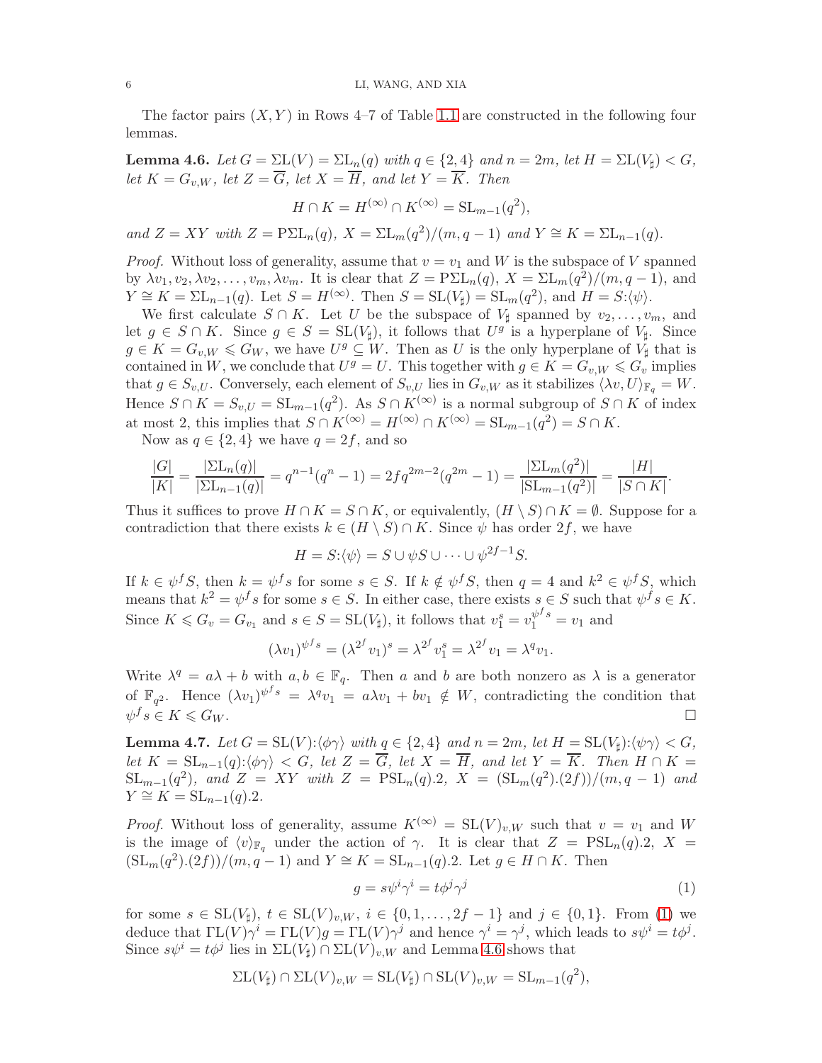The factor pairs $(X, Y)$ in Rows 4–7 of Table 1.1 are constructed in the following four lemmas.

**Lemma 4.6.** *Let $G = \Sigma\mathrm{L}(V) = \Sigma\mathrm{L}_n(q)$ with $q \in \{2,4\}$ and $n = 2m$, let $H = \Sigma\mathrm{L}(V_\sharp) < G$, let $K = G_{v,W}$, let $Z = \overline{G}$, let $X = \overline{H}$, and let $Y = \overline{K}$. Then*

$$H \cap K = H^{(\infty)} \cap K^{(\infty)} = \mathrm{SL}_{m-1}(q^2),$$

*and $Z = XY$ with $Z = \mathrm{P}\Sigma\mathrm{L}_n(q)$, $X = \Sigma\mathrm{L}_m(q^2)/(m, q-1)$ and $Y \cong K = \Sigma\mathrm{L}_{n-1}(q)$.*

*Proof.* Without loss of generality, assume that $v = v_1$ and $W$ is the subspace of $V$ spanned by $\lambda v_1, v_2, \lambda v_2, \dots, v_m, \lambda v_m$. It is clear that $Z = \mathrm{P}\Sigma\mathrm{L}_n(q)$, $X = \Sigma\mathrm{L}_m(q^2)/(m, q-1)$, and $Y \cong K = \Sigma\mathrm{L}_{n-1}(q)$. Let $S = H^{(\infty)}$. Then $S = \mathrm{SL}(V_\sharp) = \mathrm{SL}_m(q^2)$, and $H = S{:}\langle\psi\rangle$.

We first calculate $S \cap K$. Let $U$ be the subspace of $V_\sharp$ spanned by $v_2, \dots, v_m$, and let $g \in S \cap K$. Since $g \in S = \mathrm{SL}(V_\sharp)$, it follows that $U^g$ is a hyperplane of $V_\sharp$. Since $g \in K = G_{v,W} \leqslant G_W$, we have $U^g \subseteq W$. Then as $U$ is the only hyperplane of $V_\sharp$ that is contained in $W$, we conclude that $U^g = U$. This together with $g \in K = G_{v,W} \leqslant G_v$ implies that $g \in S_{v,U}$. Conversely, each element of $S_{v,U}$ lies in $G_{v,W}$ as it stabilizes $\langle \lambda v, U\rangle_{\mathbb{F}_q} = W$. Hence $S \cap K = S_{v,U} = \mathrm{SL}_{m-1}(q^2)$. As $S \cap K^{(\infty)}$ is a normal subgroup of $S \cap K$ of index at most 2, this implies that $S \cap K^{(\infty)} = H^{(\infty)} \cap K^{(\infty)} = \mathrm{SL}_{m-1}(q^2) = S \cap K$.

Now as $q \in \{2,4\}$ we have $q = 2f$, and so

$$\frac{|G|}{|K|} = \frac{|\Sigma\mathrm{L}_n(q)|}{|\Sigma\mathrm{L}_{n-1}(q)|} = q^{n-1}(q^n - 1) = 2fq^{2m-2}(q^{2m} - 1) = \frac{|\Sigma\mathrm{L}_m(q^2)|}{|\mathrm{SL}_{m-1}(q^2)|} = \frac{|H|}{|S \cap K|}.$$

Thus it suffices to prove $H \cap K = S \cap K$, or equivalently, $(H \setminus S) \cap K = \emptyset$. Suppose for a contradiction that there exists $k \in (H \setminus S) \cap K$. Since $\psi$ has order $2f$, we have

$$H = S{:}\langle\psi\rangle = S \cup \psi S \cup \dots \cup \psi^{2f-1} S.$$

If $k \in \psi^f S$, then $k = \psi^f s$ for some $s \in S$. If $k \notin \psi^f S$, then $q = 4$ and $k^2 \in \psi^f S$, which means that $k^2 = \psi^f s$ for some $s \in S$. In either case, there exists $s \in S$ such that $\psi^f s \in K$. Since $K \leqslant G_v = G_{v_1}$ and $s \in S = \mathrm{SL}(V_\sharp)$, it follows that $v_1^s = v_1^{\psi^f s} = v_1$ and

$$(\lambda v_1)^{\psi^f s} = (\lambda^{2^f} v_1)^s = \lambda^{2^f} v_1^s = \lambda^{2^f} v_1 = \lambda^q v_1.$$

Write $\lambda^q = a\lambda + b$ with $a, b \in \mathbb{F}_q$. Then $a$ and $b$ are both nonzero as $\lambda$ is a generator of $\mathbb{F}_{q^2}$. Hence $(\lambda v_1)^{\psi^f s} = \lambda^q v_1 = a\lambda v_1 + b v_1 \notin W$, contradicting the condition that $\psi^f s \in K \leqslant G_W$. $\square$

**Lemma 4.7.** *Let $G = \mathrm{SL}(V){:}\langle\phi\gamma\rangle$ with $q \in \{2,4\}$ and $n = 2m$, let $H = \mathrm{SL}(V_\sharp){:}\langle\psi\gamma\rangle < G$, let $K = \mathrm{SL}_{n-1}(q){:}\langle\phi\gamma\rangle < G$, let $Z = \overline{G}$, let $X = \overline{H}$, and let $Y = \overline{K}$. Then $H \cap K = \mathrm{SL}_{m-1}(q^2)$, and $Z = XY$ with $Z = \mathrm{PSL}_n(q).2$, $X = (\mathrm{SL}_m(q^2).(2f))/(m, q-1)$ and $Y \cong K = \mathrm{SL}_{n-1}(q).2$.*

*Proof.* Without loss of generality, assume $K^{(\infty)} = \mathrm{SL}(V)_{v,W}$ such that $v = v_1$ and $W$ is the image of $\langle v\rangle_{\mathbb{F}_q}$ under the action of $\gamma$. It is clear that $Z = \mathrm{PSL}_n(q).2$, $X = (\mathrm{SL}_m(q^2).(2f))/(m, q-1)$ and $Y \cong K = \mathrm{SL}_{n-1}(q).2$. Let $g \in H \cap K$. Then

$$g = s\psi^i\gamma^i = t\phi^j\gamma^j \tag{1}$$

for some $s \in \mathrm{SL}(V_\sharp)$, $t \in \mathrm{SL}(V)_{v,W}$, $i \in \{0, 1, \dots, 2f-1\}$ and $j \in \{0, 1\}$. From (1) we deduce that $\Gamma\mathrm{L}(V)\gamma^i = \Gamma\mathrm{L}(V)g = \Gamma\mathrm{L}(V)\gamma^j$ and hence $\gamma^i = \gamma^j$, which leads to $s\psi^i = t\phi^j$. Since $s\psi^i = t\phi^j$ lies in $\Sigma\mathrm{L}(V_\sharp) \cap \Sigma\mathrm{L}(V)_{v,W}$ and Lemma 4.6 shows that

$$\Sigma\mathrm{L}(V_\sharp) \cap \Sigma\mathrm{L}(V)_{v,W} = \mathrm{SL}(V_\sharp) \cap \mathrm{SL}(V)_{v,W} = \mathrm{SL}_{m-1}(q^2),$$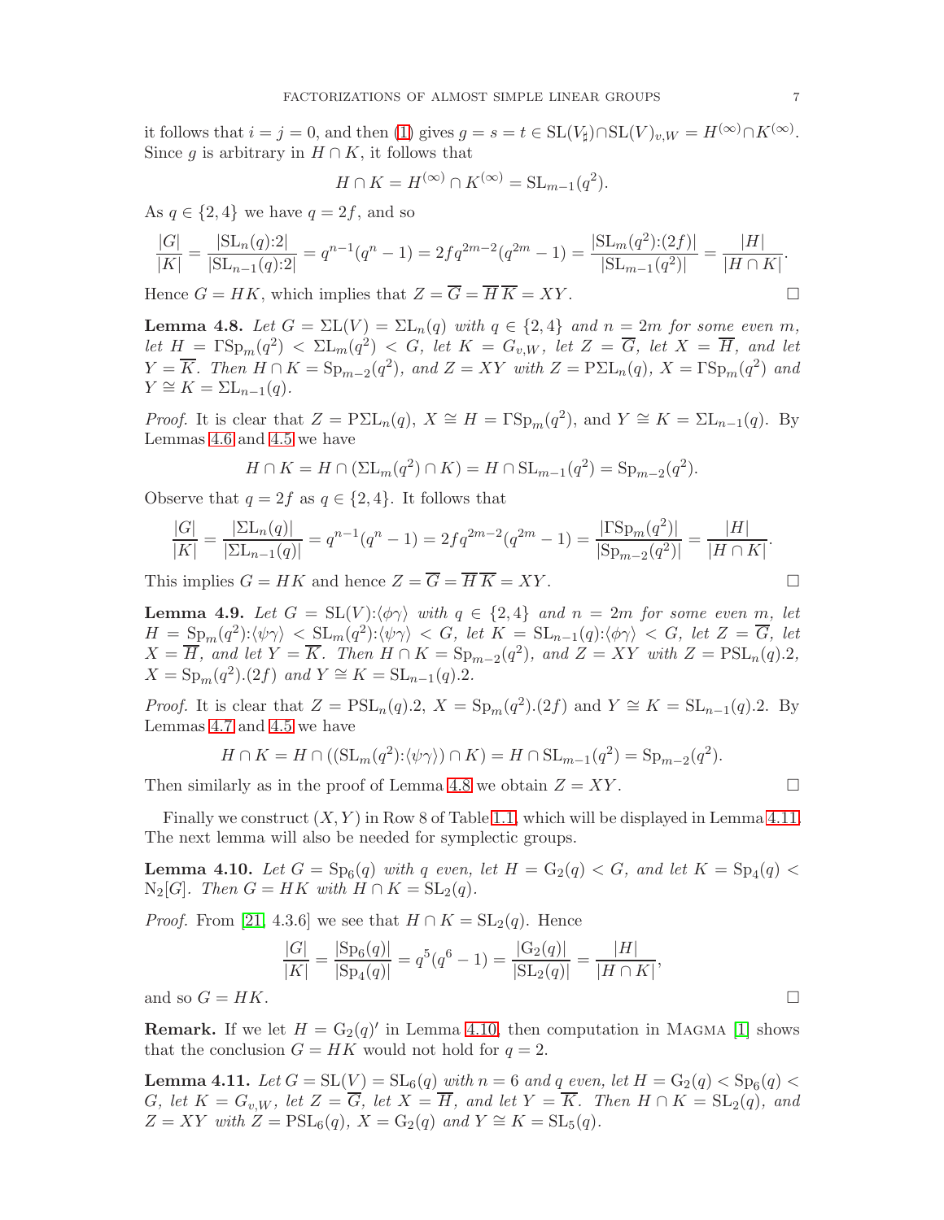it follows that $i = j = 0$, and then (1) gives $g = s = t \in \mathrm{SL}(V_\sharp) \cap \mathrm{SL}(V)_{v,W} = H^{(\infty)} \cap K^{(\infty)}$. Since $g$ is arbitrary in $H \cap K$, it follows that

$$H \cap K = H^{(\infty)} \cap K^{(\infty)} = \mathrm{SL}_{m-1}(q^2).$$

As $q \in \{2, 4\}$ we have $q = 2f$, and so

$$\frac{|G|}{|K|} = \frac{|\mathrm{SL}_n(q){:}2|}{|\mathrm{SL}_{n-1}(q){:}2|} = q^{n-1}(q^n - 1) = 2fq^{2m-2}(q^{2m} - 1) = \frac{|\mathrm{SL}_m(q^2){:}(2f)|}{|\mathrm{SL}_{m-1}(q^2)|} = \frac{|H|}{|H \cap K|}.$$

Hence $G = HK$, which implies that $Z = \overline{G} = \overline{H}\,\overline{K} = XY$. □

**Lemma 4.8.** *Let $G = \Sigma\mathrm{L}(V) = \Sigma\mathrm{L}_n(q)$ with $q \in \{2, 4\}$ and $n = 2m$ for some even $m$, let $H = \Gamma\mathrm{Sp}_m(q^2) < \Sigma\mathrm{L}_m(q^2) < G$, let $K = G_{v,W}$, let $Z = \overline{G}$, let $X = \overline{H}$, and let $Y = \overline{K}$. Then $H \cap K = \mathrm{Sp}_{m-2}(q^2)$, and $Z = XY$ with $Z = \mathrm{P\Sigma L}_n(q)$, $X = \Gamma\mathrm{Sp}_m(q^2)$ and $Y \cong K = \Sigma\mathrm{L}_{n-1}(q)$.*

*Proof.* It is clear that $Z = \mathrm{P\Sigma L}_n(q)$, $X \cong H = \Gamma\mathrm{Sp}_m(q^2)$, and $Y \cong K = \Sigma\mathrm{L}_{n-1}(q)$. By Lemmas 4.6 and 4.5 we have

$$H \cap K = H \cap (\Sigma\mathrm{L}_m(q^2) \cap K) = H \cap \mathrm{SL}_{m-1}(q^2) = \mathrm{Sp}_{m-2}(q^2).$$

Observe that $q = 2f$ as $q \in \{2, 4\}$. It follows that

$$\frac{|G|}{|K|} = \frac{|\Sigma\mathrm{L}_n(q)|}{|\Sigma\mathrm{L}_{n-1}(q)|} = q^{n-1}(q^n - 1) = 2fq^{2m-2}(q^{2m} - 1) = \frac{|\Gamma\mathrm{Sp}_m(q^2)|}{|\mathrm{Sp}_{m-2}(q^2)|} = \frac{|H|}{|H \cap K|}.$$

This implies $G = HK$ and hence $Z = \overline{G} = \overline{H}\,\overline{K} = XY$. □

**Lemma 4.9.** *Let $G = \mathrm{SL}(V){:}\langle\phi\gamma\rangle$ with $q \in \{2, 4\}$ and $n = 2m$ for some even $m$, let $H = \mathrm{Sp}_m(q^2){:}\langle\psi\gamma\rangle < \mathrm{SL}_m(q^2){:}\langle\psi\gamma\rangle < G$, let $K = \mathrm{SL}_{n-1}(q){:}\langle\phi\gamma\rangle < G$, let $Z = \overline{G}$, let $X = \overline{H}$, and let $Y = \overline{K}$. Then $H \cap K = \mathrm{Sp}_{m-2}(q^2)$, and $Z = XY$ with $Z = \mathrm{PSL}_n(q).2$, $X = \mathrm{Sp}_m(q^2).(2f)$ and $Y \cong K = \mathrm{SL}_{n-1}(q).2$.*

*Proof.* It is clear that $Z = \mathrm{PSL}_n(q).2$, $X = \mathrm{Sp}_m(q^2).(2f)$ and $Y \cong K = \mathrm{SL}_{n-1}(q).2$. By Lemmas 4.7 and 4.5 we have

$$H \cap K = H \cap ((\mathrm{SL}_m(q^2){:}\langle\psi\gamma\rangle) \cap K) = H \cap \mathrm{SL}_{m-1}(q^2) = \mathrm{Sp}_{m-2}(q^2).$$

Then similarly as in the proof of Lemma 4.8 we obtain $Z = XY$. □

Finally we construct $(X, Y)$ in Row 8 of Table 1.1, which will be displayed in Lemma 4.11. The next lemma will also be needed for symplectic groups.

**Lemma 4.10.** *Let $G = \mathrm{Sp}_6(q)$ with $q$ even, let $H = \mathrm{G}_2(q) < G$, and let $K = \mathrm{Sp}_4(q) < \mathrm{N}_2[G]$. Then $G = HK$ with $H \cap K = \mathrm{SL}_2(q)$.*

*Proof.* From [21, 4.3.6] we see that $H \cap K = \mathrm{SL}_2(q)$. Hence

$$\frac{|G|}{|K|} = \frac{|\mathrm{Sp}_6(q)|}{|\mathrm{Sp}_4(q)|} = q^5(q^6 - 1) = \frac{|\mathrm{G}_2(q)|}{|\mathrm{SL}_2(q)|} = \frac{|H|}{|H \cap K|},$$

and so $G = HK$. □

**Remark.** If we let $H = \mathrm{G}_2(q)'$ in Lemma 4.10, then computation in Magma [1] shows that the conclusion $G = HK$ would not hold for $q = 2$.

**Lemma 4.11.** *Let $G = \mathrm{SL}(V) = \mathrm{SL}_6(q)$ with $n = 6$ and $q$ even, let $H = \mathrm{G}_2(q) < \mathrm{Sp}_6(q) < G$, let $K = G_{v,W}$, let $Z = \overline{G}$, let $X = \overline{H}$, and let $Y = \overline{K}$. Then $H \cap K = \mathrm{SL}_2(q)$, and $Z = XY$ with $Z = \mathrm{PSL}_6(q)$, $X = \mathrm{G}_2(q)$ and $Y \cong K = \mathrm{SL}_5(q)$.*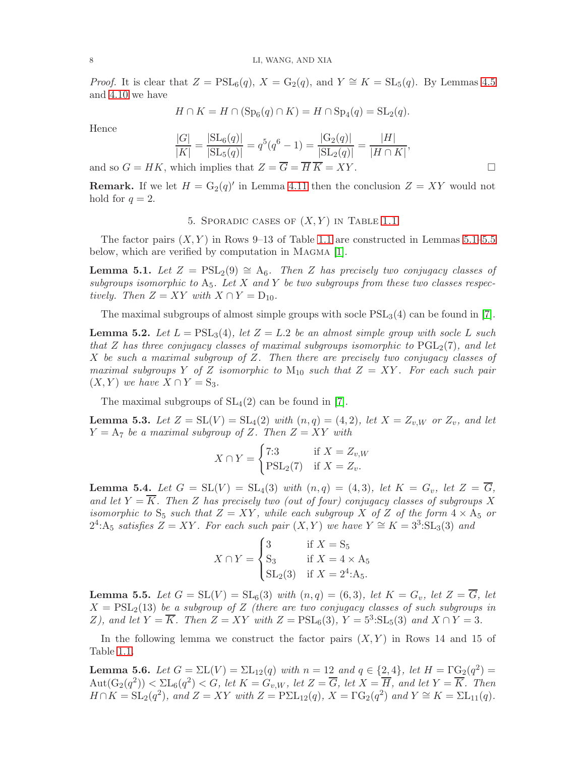*Proof.* It is clear that $Z = \mathrm{PSL}_6(q)$, $X = \mathrm{G}_2(q)$, and $Y \cong K = \mathrm{SL}_5(q)$. By Lemmas 4.5 and 4.10 we have

$$H \cap K = H \cap (\mathrm{Sp}_6(q) \cap K) = H \cap \mathrm{Sp}_4(q) = \mathrm{SL}_2(q).$$

Hence

$$\frac{|G|}{|K|} = \frac{|\mathrm{SL}_6(q)|}{|\mathrm{SL}_5(q)|} = q^5(q^6 - 1) = \frac{|\mathrm{G}_2(q)|}{|\mathrm{SL}_2(q)|} = \frac{|H|}{|H \cap K|},$$

and so $G = HK$, which implies that $Z = \overline{G} = \overline{H}\,\overline{K} = XY$. $\square$

**Remark.** If we let $H = \mathrm{G}_2(q)'$ in Lemma 4.11 then the conclusion $Z = XY$ would not hold for $q = 2$.

## 5. Sporadic cases of $(X, Y)$ in Table 1.1

The factor pairs $(X, Y)$ in Rows 9–13 of Table 1.1 are constructed in Lemmas 5.1–5.5 below, which are verified by computation in Magma [1].

**Lemma 5.1.** *Let $Z = \mathrm{PSL}_2(9) \cong \mathrm{A}_6$. Then $Z$ has precisely two conjugacy classes of subgroups isomorphic to $\mathrm{A}_5$. Let $X$ and $Y$ be two subgroups from these two classes respectively. Then $Z = XY$ with $X \cap Y = \mathrm{D}_{10}$.*

The maximal subgroups of almost simple groups with socle $\mathrm{PSL}_3(4)$ can be found in [7].

**Lemma 5.2.** *Let $L = \mathrm{PSL}_3(4)$, let $Z = L.2$ be an almost simple group with socle $L$ such that $Z$ has three conjugacy classes of maximal subgroups isomorphic to $\mathrm{PGL}_2(7)$, and let $X$ be such a maximal subgroup of $Z$. Then there are precisely two conjugacy classes of maximal subgroups $Y$ of $Z$ isomorphic to $\mathrm{M}_{10}$ such that $Z = XY$. For each such pair $(X, Y)$ we have $X \cap Y = \mathrm{S}_3$.*

The maximal subgroups of $\mathrm{SL}_4(2)$ can be found in [7].

**Lemma 5.3.** *Let $Z = \mathrm{SL}(V) = \mathrm{SL}_4(2)$ with $(n, q) = (4, 2)$, let $X = Z_{v,W}$ or $Z_v$, and let $Y = \mathrm{A}_7$ be a maximal subgroup of $Z$. Then $Z = XY$ with*

$$X \cap Y = \begin{cases} 7{:}3 & \text{if } X = Z_{v,W} \\ \mathrm{PSL}_2(7) & \text{if } X = Z_v. \end{cases}$$

**Lemma 5.4.** *Let $G = \mathrm{SL}(V) = \mathrm{SL}_4(3)$ with $(n, q) = (4, 3)$, let $K = G_v$, let $Z = \overline{G}$, and let $Y = \overline{K}$. Then $Z$ has precisely two (out of four) conjugacy classes of subgroups $X$ isomorphic to $\mathrm{S}_5$ such that $Z = XY$, while each subgroup $X$ of $Z$ of the form $4 \times \mathrm{A}_5$ or $2^4{:}\mathrm{A}_5$ satisfies $Z = XY$. For each such pair $(X, Y)$ we have $Y \cong K = 3^3{:}\mathrm{SL}_3(3)$ and*

$$X \cap Y = \begin{cases} 3 & \text{if } X = \mathrm{S}_5 \\ \mathrm{S}_3 & \text{if } X = 4 \times \mathrm{A}_5 \\ \mathrm{SL}_2(3) & \text{if } X = 2^4{:}\mathrm{A}_5. \end{cases}$$

**Lemma 5.5.** *Let $G = \mathrm{SL}(V) = \mathrm{SL}_6(3)$ with $(n, q) = (6, 3)$, let $K = G_v$, let $Z = \overline{G}$, let $X = \mathrm{PSL}_2(13)$ be a subgroup of $Z$ (there are two conjugacy classes of such subgroups in $Z$), and let $Y = \overline{K}$. Then $Z = XY$ with $Z = \mathrm{PSL}_6(3)$, $Y = 5^3{:}\mathrm{SL}_5(3)$ and $X \cap Y = 3$.*

In the following lemma we construct the factor pairs $(X, Y)$ in Rows 14 and 15 of Table 1.1.

**Lemma 5.6.** *Let $G = \Sigma\mathrm{L}(V) = \Sigma\mathrm{L}_{12}(q)$ with $n = 12$ and $q \in \{2, 4\}$, let $H = \Gamma\mathrm{G}_2(q^2) = \mathrm{Aut}(\mathrm{G}_2(q^2)) < \Sigma\mathrm{L}_6(q^2) < G$, let $K = G_{v,W}$, let $Z = \overline{G}$, let $X = \overline{H}$, and let $Y = \overline{K}$. Then $H \cap K = \mathrm{SL}_2(q^2)$, and $Z = XY$ with $Z = \mathrm{P}\Sigma\mathrm{L}_{12}(q)$, $X = \Gamma\mathrm{G}_2(q^2)$ and $Y \cong K = \Sigma\mathrm{L}_{11}(q)$.*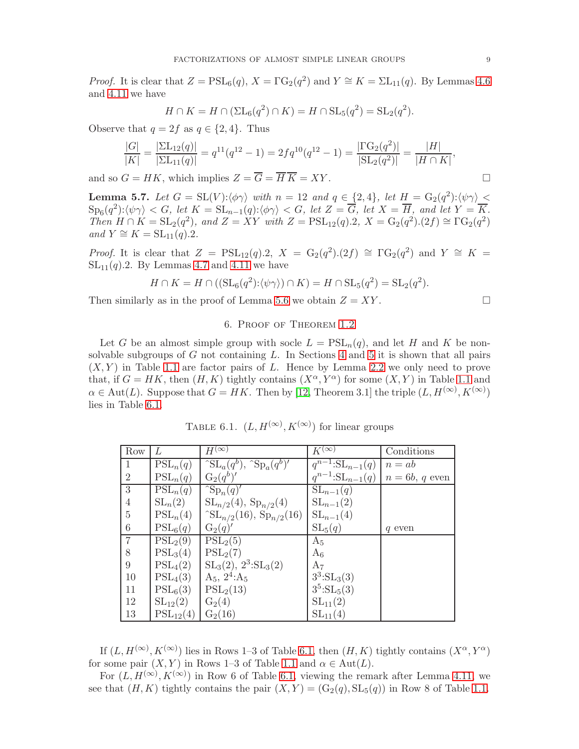*Proof.* It is clear that $Z = \mathrm{PSL}_6(q)$, $X = \Gamma\mathrm{G}_2(q^2)$ and $Y \cong K = \Sigma\mathrm{L}_{11}(q)$. By Lemmas 4.6 and 4.11 we have

$$H \cap K = H \cap (\Sigma\mathrm{L}_6(q^2) \cap K) = H \cap \mathrm{SL}_5(q^2) = \mathrm{SL}_2(q^2).$$

Observe that $q = 2f$ as $q \in \{2, 4\}$. Thus

$$\frac{|G|}{|K|} = \frac{|\Sigma\mathrm{L}_{12}(q)|}{|\Sigma\mathrm{L}_{11}(q)|} = q^{11}(q^{12}-1) = 2fq^{10}(q^{12}-1) = \frac{|\Gamma\mathrm{G}_2(q^2)|}{|\mathrm{SL}_2(q^2)|} = \frac{|H|}{|H \cap K|},$$

and so $G = HK$, which implies $Z = \overline{G} = \overline{H}\,\overline{K} = XY$. $\square$

**Lemma 5.7.** *Let $G = \mathrm{SL}(V){:}\langle\phi\gamma\rangle$ with $n = 12$ and $q \in \{2, 4\}$, let $H = \mathrm{G}_2(q^2){:}\langle\psi\gamma\rangle < \mathrm{Sp}_6(q^2){:}\langle\psi\gamma\rangle < G$, let $K = \mathrm{SL}_{n-1}(q){:}\langle\phi\gamma\rangle < G$, let $Z = \overline{G}$, let $X = \overline{H}$, and let $Y = \overline{K}$. Then $H \cap K = \mathrm{SL}_2(q^2)$, and $Z = XY$ with $Z = \mathrm{PSL}_{12}(q).2$, $X = \mathrm{G}_2(q^2).(2f) \cong \Gamma\mathrm{G}_2(q^2)$ and $Y \cong K = \mathrm{SL}_{11}(q).2$.*

*Proof.* It is clear that $Z = \mathrm{PSL}_{12}(q).2$, $X = \mathrm{G}_2(q^2).(2f) \cong \Gamma\mathrm{G}_2(q^2)$ and $Y \cong K = \mathrm{SL}_{11}(q).2$. By Lemmas 4.7 and 4.11 we have

$$H \cap K = H \cap ((\mathrm{SL}_6(q^2){:}\langle\psi\gamma\rangle) \cap K) = H \cap \mathrm{SL}_5(q^2) = \mathrm{SL}_2(q^2).$$

Then similarly as in the proof of Lemma 5.6 we obtain $Z = XY$. $\square$

## 6. Proof of Theorem 1.2

Let $G$ be an almost simple group with socle $L = \mathrm{PSL}_n(q)$, and let $H$ and $K$ be nonsolvable subgroups of $G$ not containing $L$. In Sections 4 and 5 it is shown that all pairs $(X, Y)$ in Table 1.1 are factor pairs of $L$. Hence by Lemma 2.2 we only need to prove that, if $G = HK$, then $(H, K)$ tightly contains $(X^\alpha, Y^\alpha)$ for some $(X, Y)$ in Table 1.1 and $\alpha \in \mathrm{Aut}(L)$. Suppose that $G = HK$. Then by [12, Theorem 3.1] the triple $(L, H^{(\infty)}, K^{(\infty)})$ lies in Table 6.1.

Table 6.1. $(L, H^{(\infty)}, K^{(\infty)})$ for linear groups

| Row | $L$ | $H^{(\infty)}$ | $K^{(\infty)}$ | Conditions |
|---|---|---|---|---|
| 1 | $\mathrm{PSL}_n(q)$ | $\hat{}\mathrm{SL}_a(q^b)$, $\hat{}\mathrm{Sp}_a(q^b)'$ | $q^{n-1}{:}\mathrm{SL}_{n-1}(q)$ | $n = ab$ |
| 2 | $\mathrm{PSL}_n(q)$ | $\mathrm{G}_2(q^b)'$ | $q^{n-1}{:}\mathrm{SL}_{n-1}(q)$ | $n = 6b$, $q$ even |
| 3 | $\mathrm{PSL}_n(q)$ | $\hat{}\mathrm{Sp}_n(q)'$ | $\mathrm{SL}_{n-1}(q)$ | |
| 4 | $\mathrm{SL}_n(2)$ | $\mathrm{SL}_{n/2}(4)$, $\mathrm{Sp}_{n/2}(4)$ | $\mathrm{SL}_{n-1}(2)$ | |
| 5 | $\mathrm{PSL}_n(4)$ | $\hat{}\mathrm{SL}_{n/2}(16)$, $\mathrm{Sp}_{n/2}(16)$ | $\mathrm{SL}_{n-1}(4)$ | |
| 6 | $\mathrm{PSL}_6(q)$ | $\mathrm{G}_2(q)'$ | $\mathrm{SL}_5(q)$ | $q$ even |
| 7 | $\mathrm{PSL}_2(9)$ | $\mathrm{PSL}_2(5)$ | $\mathrm{A}_5$ | |
| 8 | $\mathrm{PSL}_3(4)$ | $\mathrm{PSL}_2(7)$ | $\mathrm{A}_6$ | |
| 9 | $\mathrm{PSL}_4(2)$ | $\mathrm{SL}_3(2)$, $2^3{:}\mathrm{SL}_3(2)$ | $\mathrm{A}_7$ | |
| 10 | $\mathrm{PSL}_4(3)$ | $\mathrm{A}_5$, $2^4{:}\mathrm{A}_5$ | $3^3{:}\mathrm{SL}_3(3)$ | |
| 11 | $\mathrm{PSL}_6(3)$ | $\mathrm{PSL}_2(13)$ | $3^5{:}\mathrm{SL}_5(3)$ | |
| 12 | $\mathrm{SL}_{12}(2)$ | $\mathrm{G}_2(4)$ | $\mathrm{SL}_{11}(2)$ | |
| 13 | $\mathrm{PSL}_{12}(4)$ | $\mathrm{G}_2(16)$ | $\mathrm{SL}_{11}(4)$ | |

If $(L, H^{(\infty)}, K^{(\infty)})$ lies in Rows 1–3 of Table 6.1, then $(H, K)$ tightly contains $(X^\alpha, Y^\alpha)$ for some pair $(X, Y)$ in Rows 1–3 of Table 1.1 and $\alpha \in \mathrm{Aut}(L)$.

For $(L, H^{(\infty)}, K^{(\infty)})$ in Row 6 of Table 6.1, viewing the remark after Lemma 4.11, we see that $(H, K)$ tightly contains the pair $(X, Y) = (\mathrm{G}_2(q), \mathrm{SL}_5(q))$ in Row 8 of Table 1.1.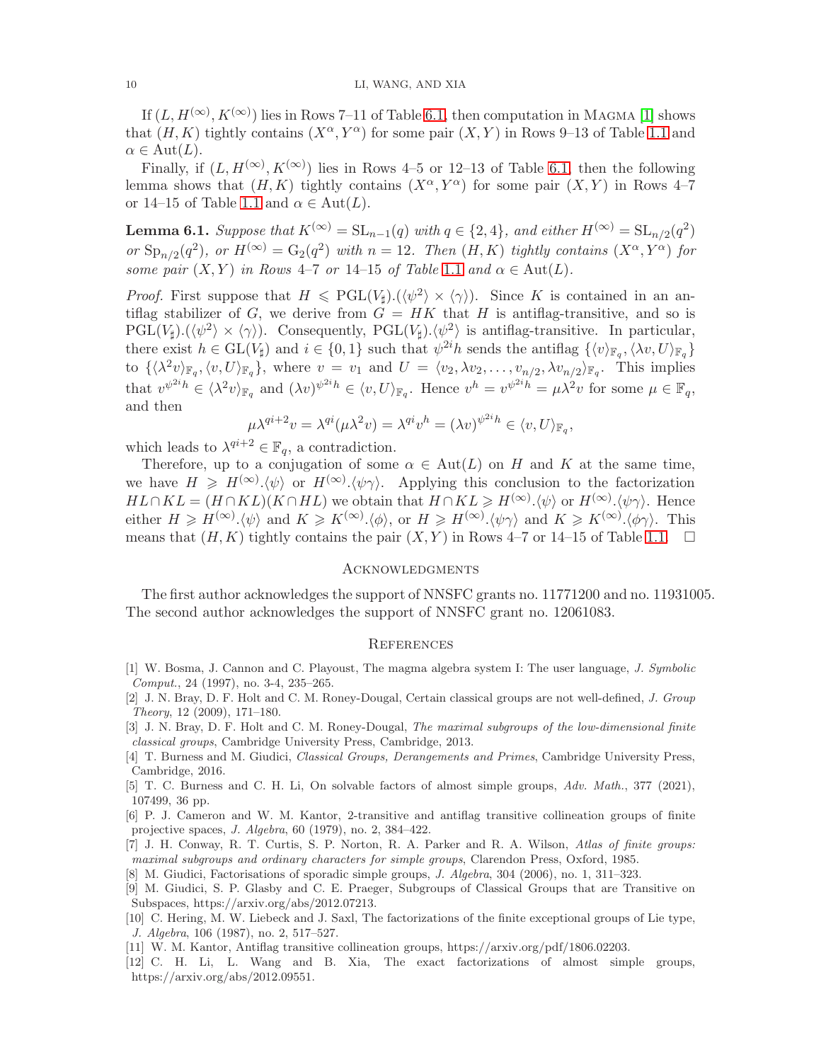If $(L, H^{(\infty)}, K^{(\infty)})$ lies in Rows 7–11 of Table 6.1, then computation in Magma [1] shows that $(H, K)$ tightly contains $(X^\alpha, Y^\alpha)$ for some pair $(X, Y)$ in Rows 9–13 of Table 1.1 and $\alpha \in \mathrm{Aut}(L)$.

Finally, if $(L, H^{(\infty)}, K^{(\infty)})$ lies in Rows 4–5 or 12–13 of Table 6.1, then the following lemma shows that $(H, K)$ tightly contains $(X^\alpha, Y^\alpha)$ for some pair $(X, Y)$ in Rows 4–7 or 14–15 of Table 1.1 and $\alpha \in \mathrm{Aut}(L)$.

**Lemma 6.1.** *Suppose that $K^{(\infty)} = \mathrm{SL}_{n-1}(q)$ with $q \in \{2, 4\}$, and either $H^{(\infty)} = \mathrm{SL}_{n/2}(q^2)$ or $\mathrm{Sp}_{n/2}(q^2)$, or $H^{(\infty)} = \mathrm{G}_2(q^2)$ with $n = 12$. Then $(H, K)$ tightly contains $(X^\alpha, Y^\alpha)$ for some pair $(X, Y)$ in Rows 4–7 or 14–15 of Table 1.1 and $\alpha \in \mathrm{Aut}(L)$.*

*Proof.* First suppose that $H \leqslant \mathrm{PGL}(V_\sharp).(\langle\psi^2\rangle \times \langle\gamma\rangle)$. Since $K$ is contained in an antiflag stabilizer of $G$, we derive from $G = HK$ that $H$ is antiflag-transitive, and so is $\mathrm{PGL}(V_\sharp).(\langle\psi^2\rangle \times \langle\gamma\rangle)$. Consequently, $\mathrm{PGL}(V_\sharp).\langle\psi^2\rangle$ is antiflag-transitive. In particular, there exist $h \in \mathrm{GL}(V_\sharp)$ and $i \in \{0, 1\}$ such that $\psi^{2i}h$ sends the antiflag $\{\langle v\rangle_{\mathbb{F}_q}, \langle\lambda v, U\rangle_{\mathbb{F}_q}\}$ to $\{\langle\lambda^2 v\rangle_{\mathbb{F}_q}, \langle v, U\rangle_{\mathbb{F}_q}\}$, where $v = v_1$ and $U = \langle v_2, \lambda v_2, \dots, v_{n/2}, \lambda v_{n/2}\rangle_{\mathbb{F}_q}$. This implies that $v^{\psi^{2i}h} \in \langle\lambda^2 v\rangle_{\mathbb{F}_q}$ and $(\lambda v)^{\psi^{2i}h} \in \langle v, U\rangle_{\mathbb{F}_q}$. Hence $v^h = v^{\psi^{2i}h} = \mu\lambda^2 v$ for some $\mu \in \mathbb{F}_q$, and then

$$\mu\lambda^{qi+2} v = \lambda^{qi}(\mu\lambda^2 v) = \lambda^{qi} v^h = (\lambda v)^{\psi^{2i}h} \in \langle v, U\rangle_{\mathbb{F}_q},$$

which leads to $\lambda^{qi+2} \in \mathbb{F}_q$, a contradiction.

Therefore, up to a conjugation of some $\alpha \in \mathrm{Aut}(L)$ on $H$ and $K$ at the same time, we have $H \geqslant H^{(\infty)}.\langle\psi\rangle$ or $H^{(\infty)}.\langle\psi\gamma\rangle$. Applying this conclusion to the factorization $HL \cap KL = (H \cap KL)(K \cap HL)$ we obtain that $H \cap KL \geqslant H^{(\infty)}.\langle\psi\rangle$ or $H^{(\infty)}.\langle\psi\gamma\rangle$. Hence either $H \geqslant H^{(\infty)}.\langle\psi\rangle$ and $K \geqslant K^{(\infty)}.\langle\phi\rangle$, or $H \geqslant H^{(\infty)}.\langle\psi\gamma\rangle$ and $K \geqslant K^{(\infty)}.\langle\phi\gamma\rangle$. This means that $(H, K)$ tightly contains the pair $(X, Y)$ in Rows 4–7 or 14–15 of Table 1.1. $\square$

## Acknowledgments

The first author acknowledges the support of NNSFC grants no. 11771200 and no. 11931005. The second author acknowledges the support of NNSFC grant no. 12061083.

## References

[1] W. Bosma, J. Cannon and C. Playoust, The magma algebra system I: The user language, *J. Symbolic Comput.*, 24 (1997), no. 3-4, 235–265.

[2] J. N. Bray, D. F. Holt and C. M. Roney-Dougal, Certain classical groups are not well-defined, *J. Group Theory*, 12 (2009), 171–180.

[3] J. N. Bray, D. F. Holt and C. M. Roney-Dougal, *The maximal subgroups of the low-dimensional finite classical groups*, Cambridge University Press, Cambridge, 2013.

[4] T. Burness and M. Giudici, *Classical Groups, Derangements and Primes*, Cambridge University Press, Cambridge, 2016.

[5] T. C. Burness and C. H. Li, On solvable factors of almost simple groups, *Adv. Math.*, 377 (2021), 107499, 36 pp.

[6] P. J. Cameron and W. M. Kantor, 2-transitive and antiflag transitive collineation groups of finite projective spaces, *J. Algebra*, 60 (1979), no. 2, 384–422.

[7] J. H. Conway, R. T. Curtis, S. P. Norton, R. A. Parker and R. A. Wilson, *Atlas of finite groups: maximal subgroups and ordinary characters for simple groups*, Clarendon Press, Oxford, 1985.

[8] M. Giudici, Factorisations of sporadic simple groups, *J. Algebra*, 304 (2006), no. 1, 311–323.

[9] M. Giudici, S. P. Glasby and C. E. Praeger, Subgroups of Classical Groups that are Transitive on Subspaces, https://arxiv.org/abs/2012.07213.

[10] C. Hering, M. W. Liebeck and J. Saxl, The factorizations of the finite exceptional groups of Lie type, *J. Algebra*, 106 (1987), no. 2, 517–527.

[11] W. M. Kantor, Antiflag transitive collineation groups, https://arxiv.org/pdf/1806.02203.

[12] C. H. Li, L. Wang and B. Xia, The exact factorizations of almost simple groups, https://arxiv.org/abs/2012.09551.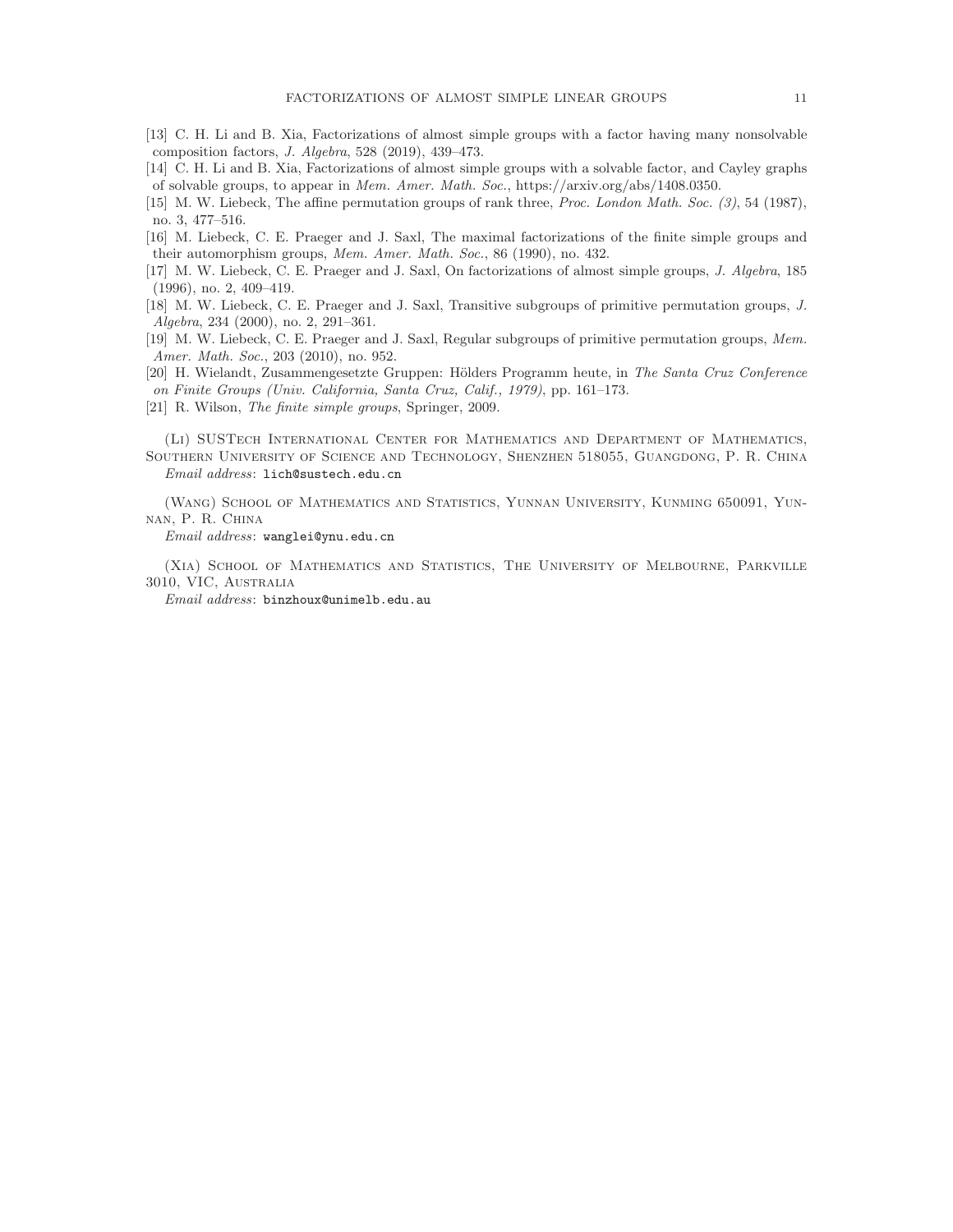[13] C. H. Li and B. Xia, Factorizations of almost simple groups with a factor having many nonsolvable composition factors, *J. Algebra*, 528 (2019), 439–473.

[14] C. H. Li and B. Xia, Factorizations of almost simple groups with a solvable factor, and Cayley graphs of solvable groups, to appear in *Mem. Amer. Math. Soc.*, https://arxiv.org/abs/1408.0350.

[15] M. W. Liebeck, The affine permutation groups of rank three, *Proc. London Math. Soc. (3)*, 54 (1987), no. 3, 477–516.

[16] M. Liebeck, C. E. Praeger and J. Saxl, The maximal factorizations of the finite simple groups and their automorphism groups, *Mem. Amer. Math. Soc.*, 86 (1990), no. 432.

[17] M. W. Liebeck, C. E. Praeger and J. Saxl, On factorizations of almost simple groups, *J. Algebra*, 185 (1996), no. 2, 409–419.

[18] M. W. Liebeck, C. E. Praeger and J. Saxl, Transitive subgroups of primitive permutation groups, *J. Algebra*, 234 (2000), no. 2, 291–361.

[19] M. W. Liebeck, C. E. Praeger and J. Saxl, Regular subgroups of primitive permutation groups, *Mem. Amer. Math. Soc.*, 203 (2010), no. 952.

[20] H. Wielandt, Zusammengesetzte Gruppen: Hölders Programm heute, in *The Santa Cruz Conference on Finite Groups (Univ. California, Santa Cruz, Calif., 1979)*, pp. 161–173.

[21] R. Wilson, *The finite simple groups*, Springer, 2009.

(Li) SUSTech International Center for Mathematics and Department of Mathematics, Southern University of Science and Technology, Shenzhen 518055, Guangdong, P. R. China
*Email address*: lich@sustech.edu.cn

(Wang) School of Mathematics and Statistics, Yunnan University, Kunming 650091, Yunnan, P. R. China
*Email address*: wanglei@ynu.edu.cn

(Xia) School of Mathematics and Statistics, The University of Melbourne, Parkville 3010, VIC, Australia
*Email address*: binzhoux@unimelb.edu.au